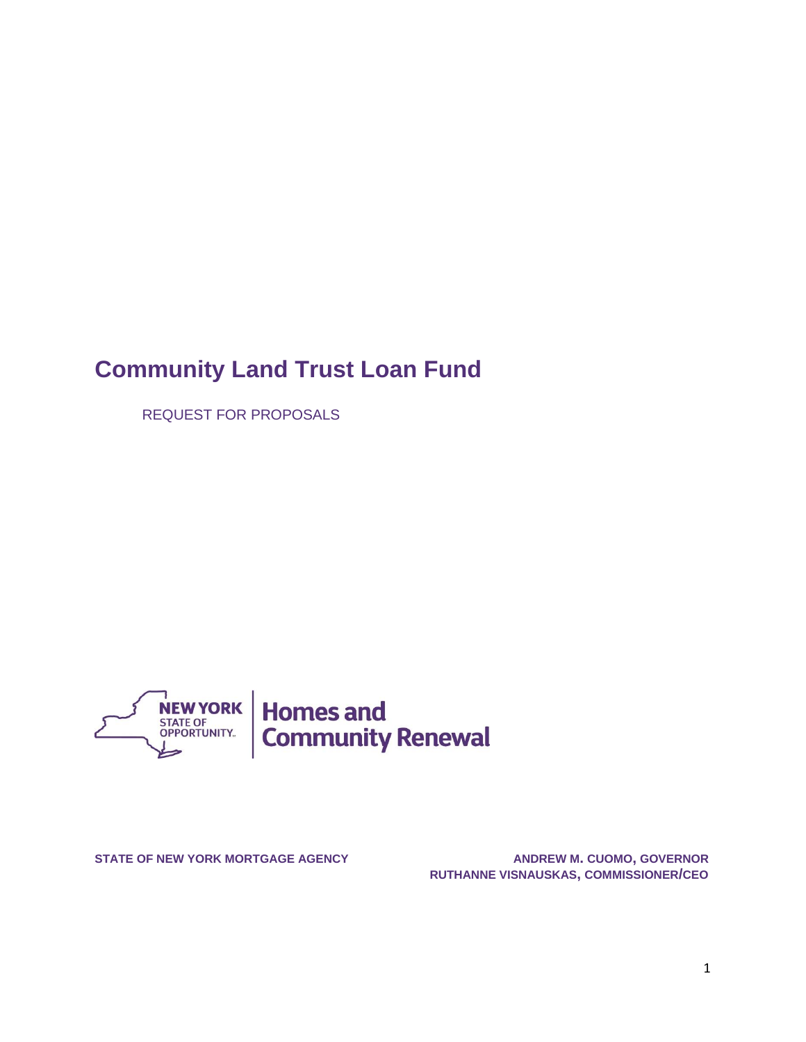# Community Land Trust Loan Fund

REQUEST FOR PROPOSALS

NEW YORK STATE OF OPPORTUNITY. | Homes and Community Renewal

**STATE OF NEW YORK MORTGAGE AGENCY**

**ANDREW M. CUOMO, GOVERNOR**
**RUTHANNE VISNAUSKAS, COMMISSIONER/CEO**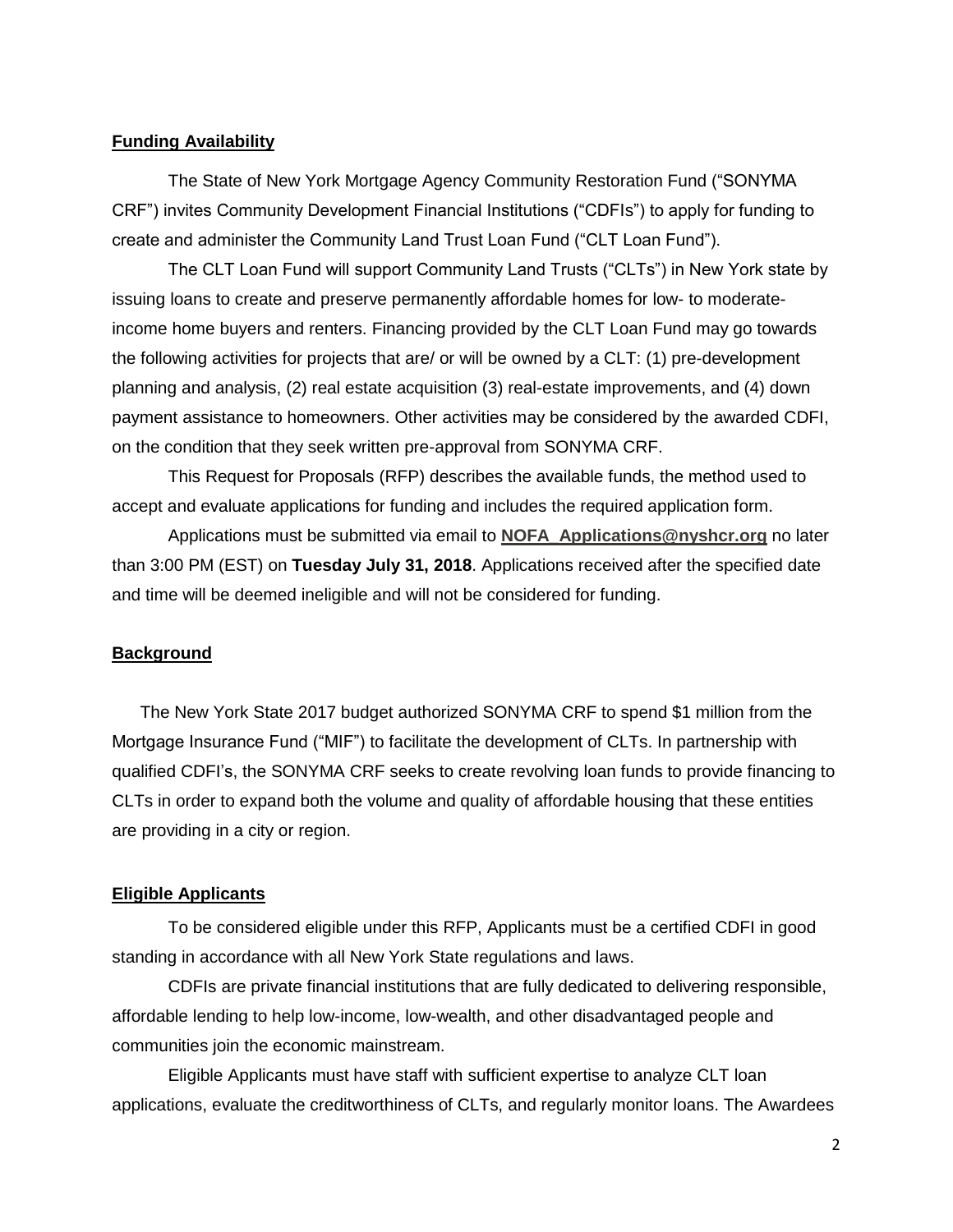**Funding Availability**

The State of New York Mortgage Agency Community Restoration Fund ("SONYMA CRF") invites Community Development Financial Institutions ("CDFIs") to apply for funding to create and administer the Community Land Trust Loan Fund ("CLT Loan Fund").

The CLT Loan Fund will support Community Land Trusts ("CLTs") in New York state by issuing loans to create and preserve permanently affordable homes for low- to moderate-income home buyers and renters. Financing provided by the CLT Loan Fund may go towards the following activities for projects that are/ or will be owned by a CLT: (1) pre-development planning and analysis, (2) real estate acquisition (3) real-estate improvements, and (4) down payment assistance to homeowners. Other activities may be considered by the awarded CDFI, on the condition that they seek written pre-approval from SONYMA CRF.

This Request for Proposals (RFP) describes the available funds, the method used to accept and evaluate applications for funding and includes the required application form.

Applications must be submitted via email to **NOFA_Applications@nyshcr.org** no later than 3:00 PM (EST) on **Tuesday July 31, 2018**. Applications received after the specified date and time will be deemed ineligible and will not be considered for funding.

**Background**

The New York State 2017 budget authorized SONYMA CRF to spend $1 million from the Mortgage Insurance Fund ("MIF") to facilitate the development of CLTs. In partnership with qualified CDFI's, the SONYMA CRF seeks to create revolving loan funds to provide financing to CLTs in order to expand both the volume and quality of affordable housing that these entities are providing in a city or region.

**Eligible Applicants**

To be considered eligible under this RFP, Applicants must be a certified CDFI in good standing in accordance with all New York State regulations and laws.

CDFIs are private financial institutions that are fully dedicated to delivering responsible, affordable lending to help low-income, low-wealth, and other disadvantaged people and communities join the economic mainstream.

Eligible Applicants must have staff with sufficient expertise to analyze CLT loan applications, evaluate the creditworthiness of CLTs, and regularly monitor loans. The Awardees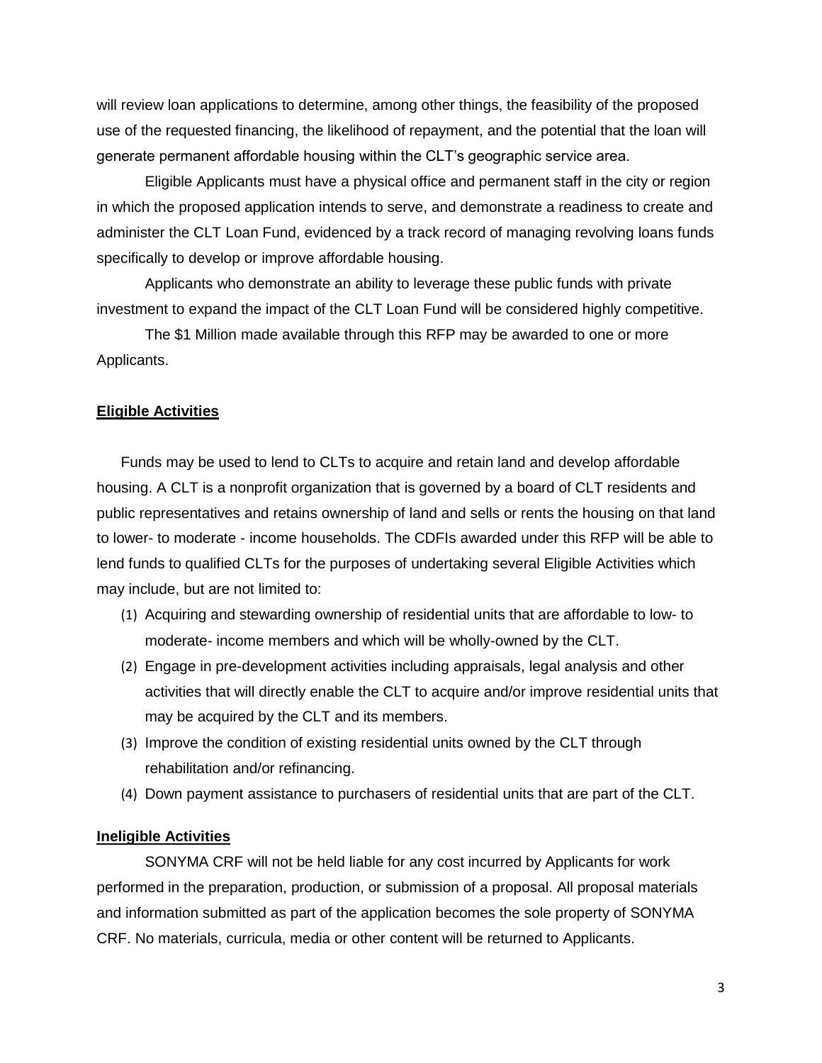will review loan applications to determine, among other things, the feasibility of the proposed use of the requested financing, the likelihood of repayment, and the potential that the loan will generate permanent affordable housing within the CLT's geographic service area.

Eligible Applicants must have a physical office and permanent staff in the city or region in which the proposed application intends to serve, and demonstrate a readiness to create and administer the CLT Loan Fund, evidenced by a track record of managing revolving loans funds specifically to develop or improve affordable housing.

Applicants who demonstrate an ability to leverage these public funds with private investment to expand the impact of the CLT Loan Fund will be considered highly competitive.

The $1 Million made available through this RFP may be awarded to one or more Applicants.

## Eligible Activities

Funds may be used to lend to CLTs to acquire and retain land and develop affordable housing. A CLT is a nonprofit organization that is governed by a board of CLT residents and public representatives and retains ownership of land and sells or rents the housing on that land to lower- to moderate - income households. The CDFIs awarded under this RFP will be able to lend funds to qualified CLTs for the purposes of undertaking several Eligible Activities which may include, but are not limited to:

(1) Acquiring and stewarding ownership of residential units that are affordable to low- to moderate- income members and which will be wholly-owned by the CLT.
(2) Engage in pre-development activities including appraisals, legal analysis and other activities that will directly enable the CLT to acquire and/or improve residential units that may be acquired by the CLT and its members.
(3) Improve the condition of existing residential units owned by the CLT through rehabilitation and/or refinancing.
(4) Down payment assistance to purchasers of residential units that are part of the CLT.

## Ineligible Activities

SONYMA CRF will not be held liable for any cost incurred by Applicants for work performed in the preparation, production, or submission of a proposal. All proposal materials and information submitted as part of the application becomes the sole property of SONYMA CRF. No materials, curricula, media or other content will be returned to Applicants.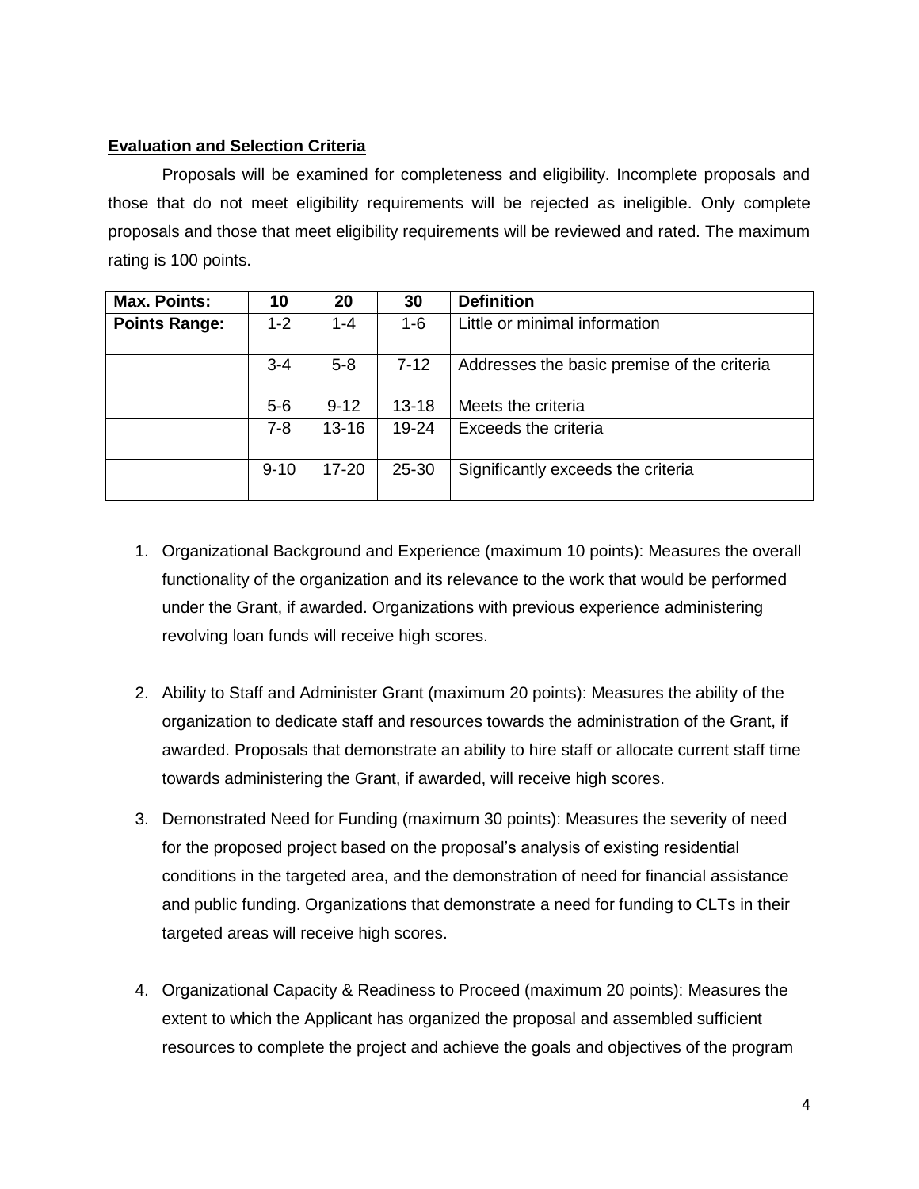**Evaluation and Selection Criteria**

Proposals will be examined for completeness and eligibility. Incomplete proposals and those that do not meet eligibility requirements will be rejected as ineligible. Only complete proposals and those that meet eligibility requirements will be reviewed and rated. The maximum rating is 100 points.

| **Max. Points:** | **10** | **20** | **30** | **Definition** |
|---|---|---|---|---|
| **Points Range:** | 1-2 | 1-4 | 1-6 | Little or minimal information |
| | 3-4 | 5-8 | 7-12 | Addresses the basic premise of the criteria |
| | 5-6 | 9-12 | 13-18 | Meets the criteria |
| | 7-8 | 13-16 | 19-24 | Exceeds the criteria |
| | 9-10 | 17-20 | 25-30 | Significantly exceeds the criteria |

1. Organizational Background and Experience (maximum 10 points): Measures the overall functionality of the organization and its relevance to the work that would be performed under the Grant, if awarded. Organizations with previous experience administering revolving loan funds will receive high scores.

2. Ability to Staff and Administer Grant (maximum 20 points): Measures the ability of the organization to dedicate staff and resources towards the administration of the Grant, if awarded. Proposals that demonstrate an ability to hire staff or allocate current staff time towards administering the Grant, if awarded, will receive high scores.

3. Demonstrated Need for Funding (maximum 30 points): Measures the severity of need for the proposed project based on the proposal's analysis of existing residential conditions in the targeted area, and the demonstration of need for financial assistance and public funding. Organizations that demonstrate a need for funding to CLTs in their targeted areas will receive high scores.

4. Organizational Capacity & Readiness to Proceed (maximum 20 points): Measures the extent to which the Applicant has organized the proposal and assembled sufficient resources to complete the project and achieve the goals and objectives of the program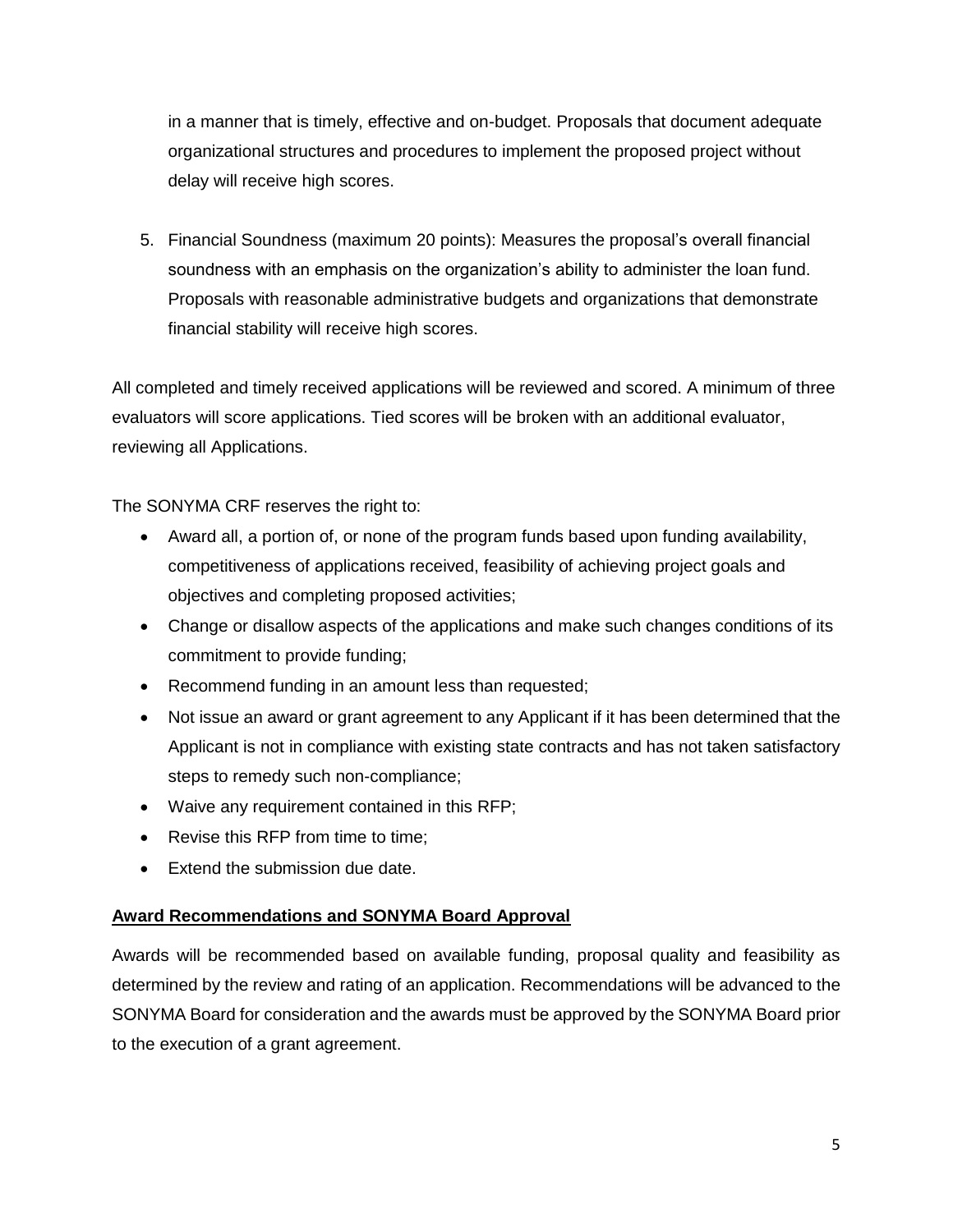in a manner that is timely, effective and on-budget. Proposals that document adequate organizational structures and procedures to implement the proposed project without delay will receive high scores.

5. Financial Soundness (maximum 20 points): Measures the proposal's overall financial soundness with an emphasis on the organization's ability to administer the loan fund. Proposals with reasonable administrative budgets and organizations that demonstrate financial stability will receive high scores.

All completed and timely received applications will be reviewed and scored. A minimum of three evaluators will score applications. Tied scores will be broken with an additional evaluator, reviewing all Applications.

The SONYMA CRF reserves the right to:

- Award all, a portion of, or none of the program funds based upon funding availability, competitiveness of applications received, feasibility of achieving project goals and objectives and completing proposed activities;
- Change or disallow aspects of the applications and make such changes conditions of its commitment to provide funding;
- Recommend funding in an amount less than requested;
- Not issue an award or grant agreement to any Applicant if it has been determined that the Applicant is not in compliance with existing state contracts and has not taken satisfactory steps to remedy such non-compliance;
- Waive any requirement contained in this RFP;
- Revise this RFP from time to time;
- Extend the submission due date.

**Award Recommendations and SONYMA Board Approval**

Awards will be recommended based on available funding, proposal quality and feasibility as determined by the review and rating of an application. Recommendations will be advanced to the SONYMA Board for consideration and the awards must be approved by the SONYMA Board prior to the execution of a grant agreement.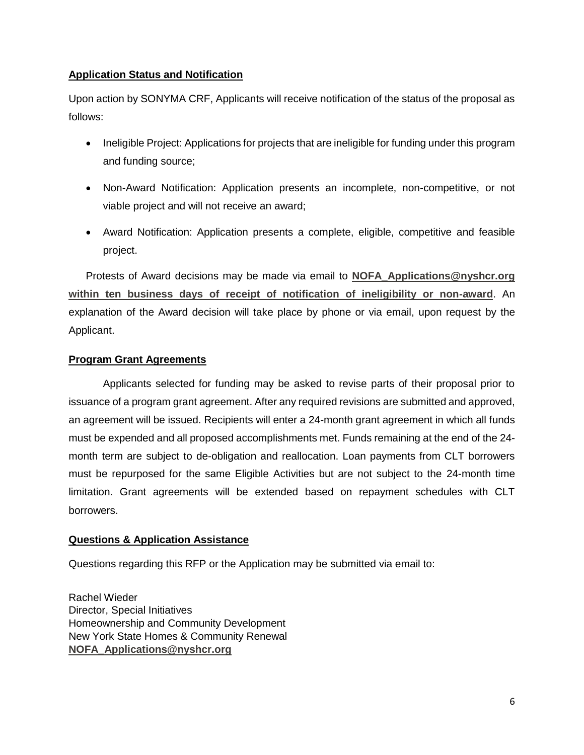**Application Status and Notification**

Upon action by SONYMA CRF, Applicants will receive notification of the status of the proposal as follows:

- Ineligible Project: Applications for projects that are ineligible for funding under this program and funding source;
- Non-Award Notification: Application presents an incomplete, non-competitive, or not viable project and will not receive an award;
- Award Notification: Application presents a complete, eligible, competitive and feasible project.

Protests of Award decisions may be made via email to **NOFA_Applications@nyshcr.org within ten business days of receipt of notification of ineligibility or non-award**. An explanation of the Award decision will take place by phone or via email, upon request by the Applicant.

**Program Grant Agreements**

Applicants selected for funding may be asked to revise parts of their proposal prior to issuance of a program grant agreement. After any required revisions are submitted and approved, an agreement will be issued. Recipients will enter a 24-month grant agreement in which all funds must be expended and all proposed accomplishments met. Funds remaining at the end of the 24-month term are subject to de-obligation and reallocation. Loan payments from CLT borrowers must be repurposed for the same Eligible Activities but are not subject to the 24-month time limitation. Grant agreements will be extended based on repayment schedules with CLT borrowers.

**Questions & Application Assistance**

Questions regarding this RFP or the Application may be submitted via email to:

Rachel Wieder
Director, Special Initiatives
Homeownership and Community Development
New York State Homes & Community Renewal
**NOFA_Applications@nyshcr.org**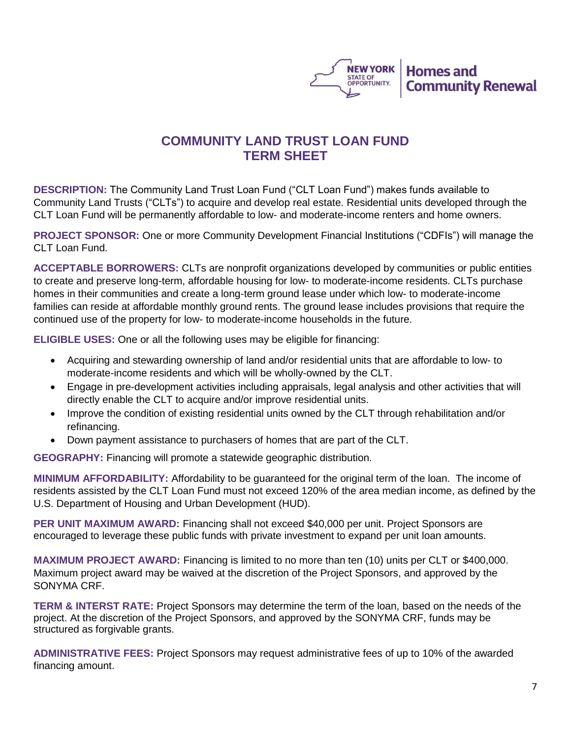# COMMUNITY LAND TRUST LOAN FUND TERM SHEET

**DESCRIPTION:** The Community Land Trust Loan Fund ("CLT Loan Fund") makes funds available to Community Land Trusts ("CLTs") to acquire and develop real estate. Residential units developed through the CLT Loan Fund will be permanently affordable to low- and moderate-income renters and home owners.

**PROJECT SPONSOR:** One or more Community Development Financial Institutions ("CDFIs") will manage the CLT Loan Fund.

**ACCEPTABLE BORROWERS:** CLTs are nonprofit organizations developed by communities or public entities to create and preserve long-term, affordable housing for low- to moderate-income residents. CLTs purchase homes in their communities and create a long-term ground lease under which low- to moderate-income families can reside at affordable monthly ground rents. The ground lease includes provisions that require the continued use of the property for low- to moderate-income households in the future.

**ELIGIBLE USES:** One or all the following uses may be eligible for financing:

- Acquiring and stewarding ownership of land and/or residential units that are affordable to low- to moderate-income residents and which will be wholly-owned by the CLT.
- Engage in pre-development activities including appraisals, legal analysis and other activities that will directly enable the CLT to acquire and/or improve residential units.
- Improve the condition of existing residential units owned by the CLT through rehabilitation and/or refinancing.
- Down payment assistance to purchasers of homes that are part of the CLT.

**GEOGRAPHY:** Financing will promote a statewide geographic distribution.

**MINIMUM AFFORDABILITY:** Affordability to be guaranteed for the original term of the loan. The income of residents assisted by the CLT Loan Fund must not exceed 120% of the area median income, as defined by the U.S. Department of Housing and Urban Development (HUD).

**PER UNIT MAXIMUM AWARD:** Financing shall not exceed $40,000 per unit. Project Sponsors are encouraged to leverage these public funds with private investment to expand per unit loan amounts.

**MAXIMUM PROJECT AWARD:** Financing is limited to no more than ten (10) units per CLT or $400,000. Maximum project award may be waived at the discretion of the Project Sponsors, and approved by the SONYMA CRF.

**TERM & INTERST RATE:** Project Sponsors may determine the term of the loan, based on the needs of the project. At the discretion of the Project Sponsors, and approved by the SONYMA CRF, funds may be structured as forgivable grants.

**ADMINISTRATIVE FEES:** Project Sponsors may request administrative fees of up to 10% of the awarded financing amount.